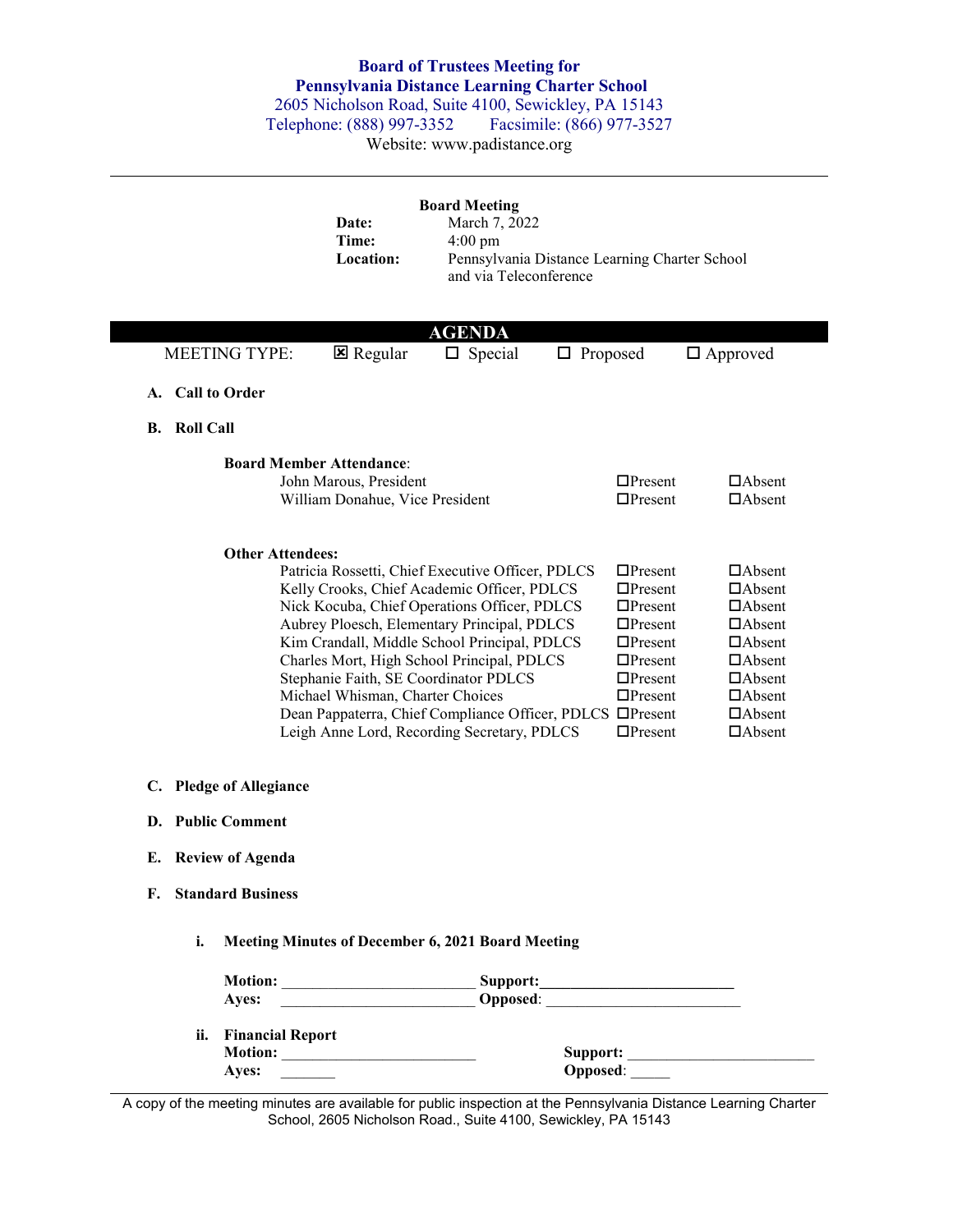# Board of Trustees Meeting for Pennsylvania Distance Learning Charter School

2605 Nicholson Road, Suite 4100, Sewickley, PA 15143
Telephone: (888) 997-3352    Facsimile: (866) 977-3527
Website: www.padistance.org

---

**Board Meeting**

**Date:** March 7, 2022
**Time:** 4:00 pm
**Location:** Pennsylvania Distance Learning Charter School and via Teleconference

## AGENDA

MEETING TYPE: ☒ Regular ☐ Special ☐ Proposed ☐ Approved

**A. Call to Order**

**B. Roll Call**

**Board Member Attendance**:

| | | |
|---|---|---|
| John Marous, President | ☐Present | ☐Absent |
| William Donahue, Vice President | ☐Present | ☐Absent |

**Other Attendees:**

| | | |
|---|---|---|
| Patricia Rossetti, Chief Executive Officer, PDLCS | ☐Present | ☐Absent |
| Kelly Crooks, Chief Academic Officer, PDLCS | ☐Present | ☐Absent |
| Nick Kocuba, Chief Operations Officer, PDLCS | ☐Present | ☐Absent |
| Aubrey Ploesch, Elementary Principal, PDLCS | ☐Present | ☐Absent |
| Kim Crandall, Middle School Principal, PDLCS | ☐Present | ☐Absent |
| Charles Mort, High School Principal, PDLCS | ☐Present | ☐Absent |
| Stephanie Faith, SE Coordinator PDLCS | ☐Present | ☐Absent |
| Michael Whisman, Charter Choices | ☐Present | ☐Absent |
| Dean Pappaterra, Chief Compliance Officer, PDLCS | ☐Present | ☐Absent |
| Leigh Anne Lord, Recording Secretary, PDLCS | ☐Present | ☐Absent |

**C. Pledge of Allegiance**

**D. Public Comment**

**E. Review of Agenda**

**F. Standard Business**

**i. Meeting Minutes of December 6, 2021 Board Meeting**

**Motion:** ________________________ **Support:** ________________________
**Ayes:** ________________________ **Opposed**: ________________________

**ii. Financial Report**
**Motion:** ________________________ **Support:** ________________________
**Ayes:** _______ **Opposed**: _____

A copy of the meeting minutes are available for public inspection at the Pennsylvania Distance Learning Charter School, 2605 Nicholson Road., Suite 4100, Sewickley, PA 15143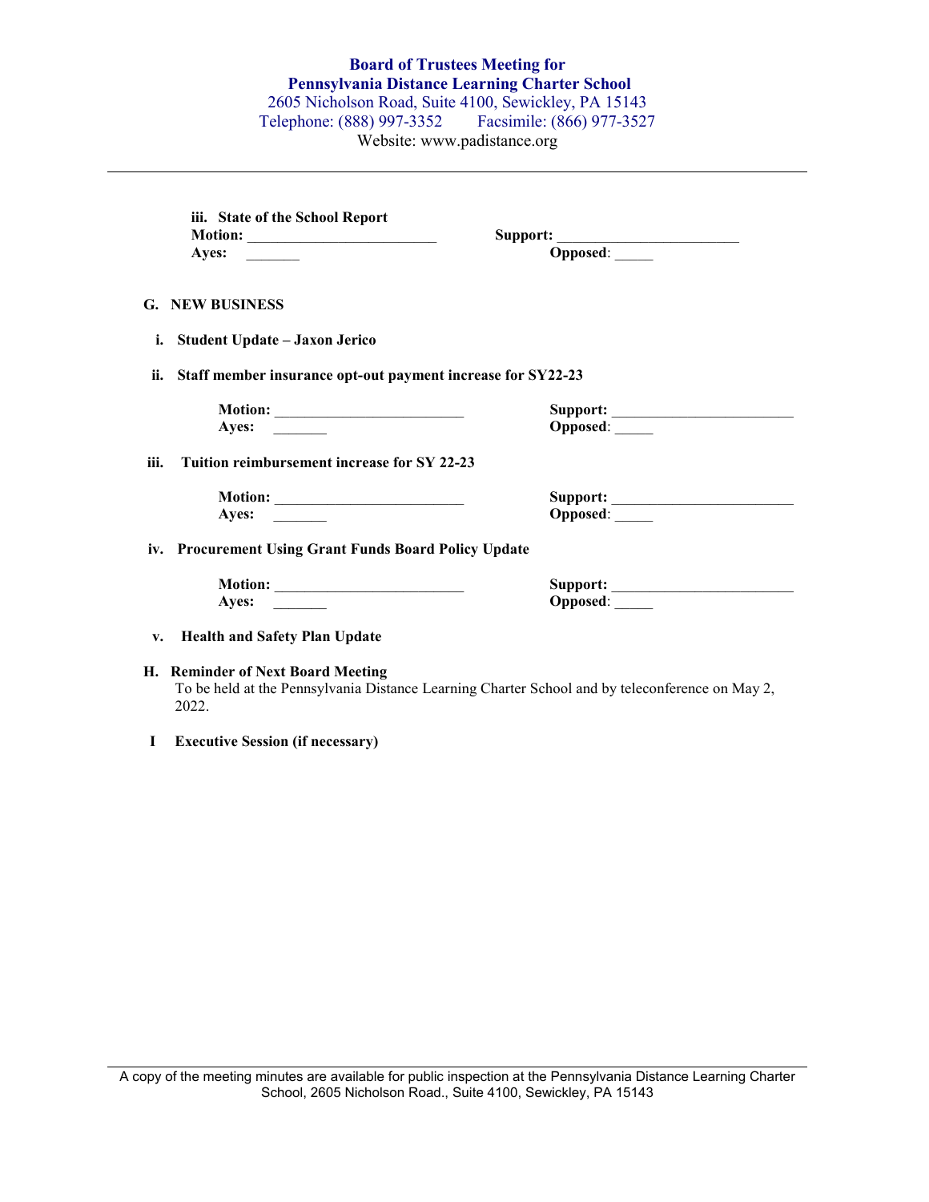**Board of Trustees Meeting for**
**Pennsylvania Distance Learning Charter School**
2605 Nicholson Road, Suite 4100, Sewickley, PA 15143
Telephone: (888) 997-3352 Facsimile: (866) 977-3527
Website: www.padistance.org

---

**iii. State of the School Report**

**Motion:** ________________________ **Support:** ________________________
**Ayes:** _______ **Opposed**: _____

**G. NEW BUSINESS**

**i. Student Update – Jaxon Jerico**

**ii. Staff member insurance opt-out payment increase for SY22-23**

**Motion:** ________________________ **Support:** ________________________
**Ayes:** _______ **Opposed**: _____

**iii. Tuition reimbursement increase for SY 22-23**

**Motion:** ________________________ **Support:** ________________________
**Ayes:** _______ **Opposed**: _____

**iv. Procurement Using Grant Funds Board Policy Update**

**Motion:** ________________________ **Support:** ________________________
**Ayes:** _______ **Opposed**: _____

**v. Health and Safety Plan Update**

**H. Reminder of Next Board Meeting**
To be held at the Pennsylvania Distance Learning Charter School and by teleconference on May 2, 2022.

**I Executive Session (if necessary)**

---

A copy of the meeting minutes are available for public inspection at the Pennsylvania Distance Learning Charter School, 2605 Nicholson Road., Suite 4100, Sewickley, PA 15143